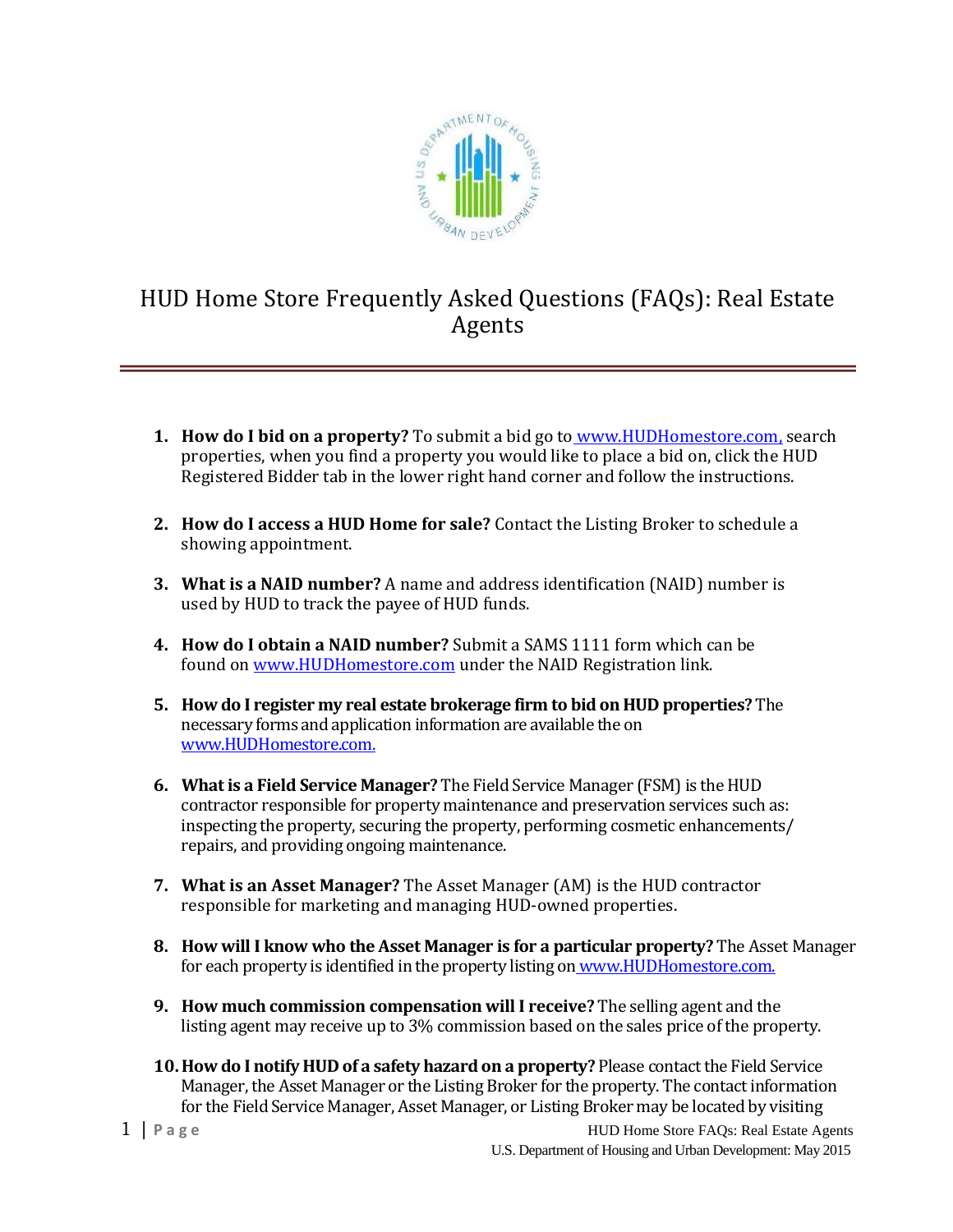# HUD Home Store Frequently Asked Questions (FAQs): Real Estate Agents

1. **How do I bid on a property?** To submit a bid go to www.HUDHomestore.com, search properties, when you find a property you would like to place a bid on, click the HUD Registered Bidder tab in the lower right hand corner and follow the instructions.

2. **How do I access a HUD Home for sale?** Contact the Listing Broker to schedule a showing appointment.

3. **What is a NAID number?** A name and address identification (NAID) number is used by HUD to track the payee of HUD funds.

4. **How do I obtain a NAID number?** Submit a SAMS 1111 form which can be found on www.HUDHomestore.com under the NAID Registration link.

5. **How do I register my real estate brokerage firm to bid on HUD properties?** The necessary forms and application information are available the on www.HUDHomestore.com.

6. **What is a Field Service Manager?** The Field Service Manager (FSM) is the HUD contractor responsible for property maintenance and preservation services such as: inspecting the property, securing the property, performing cosmetic enhancements/ repairs, and providing ongoing maintenance.

7. **What is an Asset Manager?** The Asset Manager (AM) is the HUD contractor responsible for marketing and managing HUD-owned properties.

8. **How will I know who the Asset Manager is for a particular property?** The Asset Manager for each property is identified in the property listing on www.HUDHomestore.com.

9. **How much commission compensation will I receive?** The selling agent and the listing agent may receive up to 3% commission based on the sales price of the property.

10. **How do I notify HUD of a safety hazard on a property?** Please contact the Field Service Manager, the Asset Manager or the Listing Broker for the property. The contact information for the Field Service Manager, Asset Manager, or Listing Broker may be located by visiting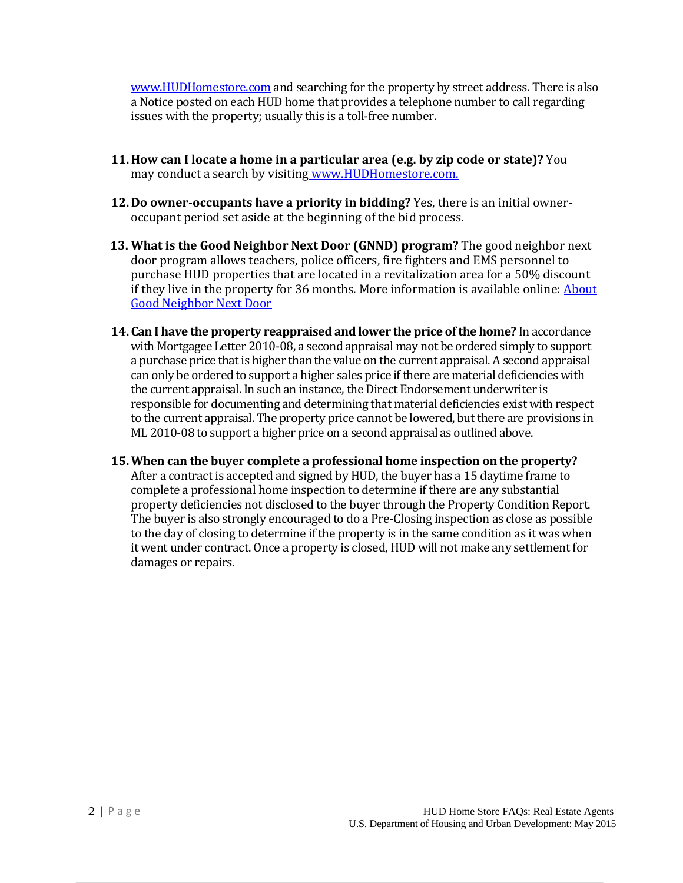[www.HUDHomestore.com](http://www.HUDHomestore.com) and searching for the property by street address. There is also a Notice posted on each HUD home that provides a telephone number to call regarding issues with the property; usually this is a toll-free number.

11. **How can I locate a home in a particular area (e.g. by zip code or state)?** You may conduct a search by visiting [www.HUDHomestore.com.](http://www.HUDHomestore.com)

12. **Do owner-occupants have a priority in bidding?** Yes, there is an initial owner-occupant period set aside at the beginning of the bid process.

13. **What is the Good Neighbor Next Door (GNND) program?** The good neighbor next door program allows teachers, police officers, fire fighters and EMS personnel to purchase HUD properties that are located in a revitalization area for a 50% discount if they live in the property for 36 months. More information is available online: [About Good Neighbor Next Door]()

14. **Can I have the property reappraised and lower the price of the home?** In accordance with Mortgagee Letter 2010-08, a second appraisal may not be ordered simply to support a purchase price that is higher than the value on the current appraisal. A second appraisal can only be ordered to support a higher sales price if there are material deficiencies with the current appraisal. In such an instance, the Direct Endorsement underwriter is responsible for documenting and determining that material deficiencies exist with respect to the current appraisal. The property price cannot be lowered, but there are provisions in ML 2010-08 to support a higher price on a second appraisal as outlined above.

15. **When can the buyer complete a professional home inspection on the property?** After a contract is accepted and signed by HUD, the buyer has a 15 daytime frame to complete a professional home inspection to determine if there are any substantial property deficiencies not disclosed to the buyer through the Property Condition Report. The buyer is also strongly encouraged to do a Pre-Closing inspection as close as possible to the day of closing to determine if the property is in the same condition as it was when it went under contract. Once a property is closed, HUD will not make any settlement for damages or repairs.